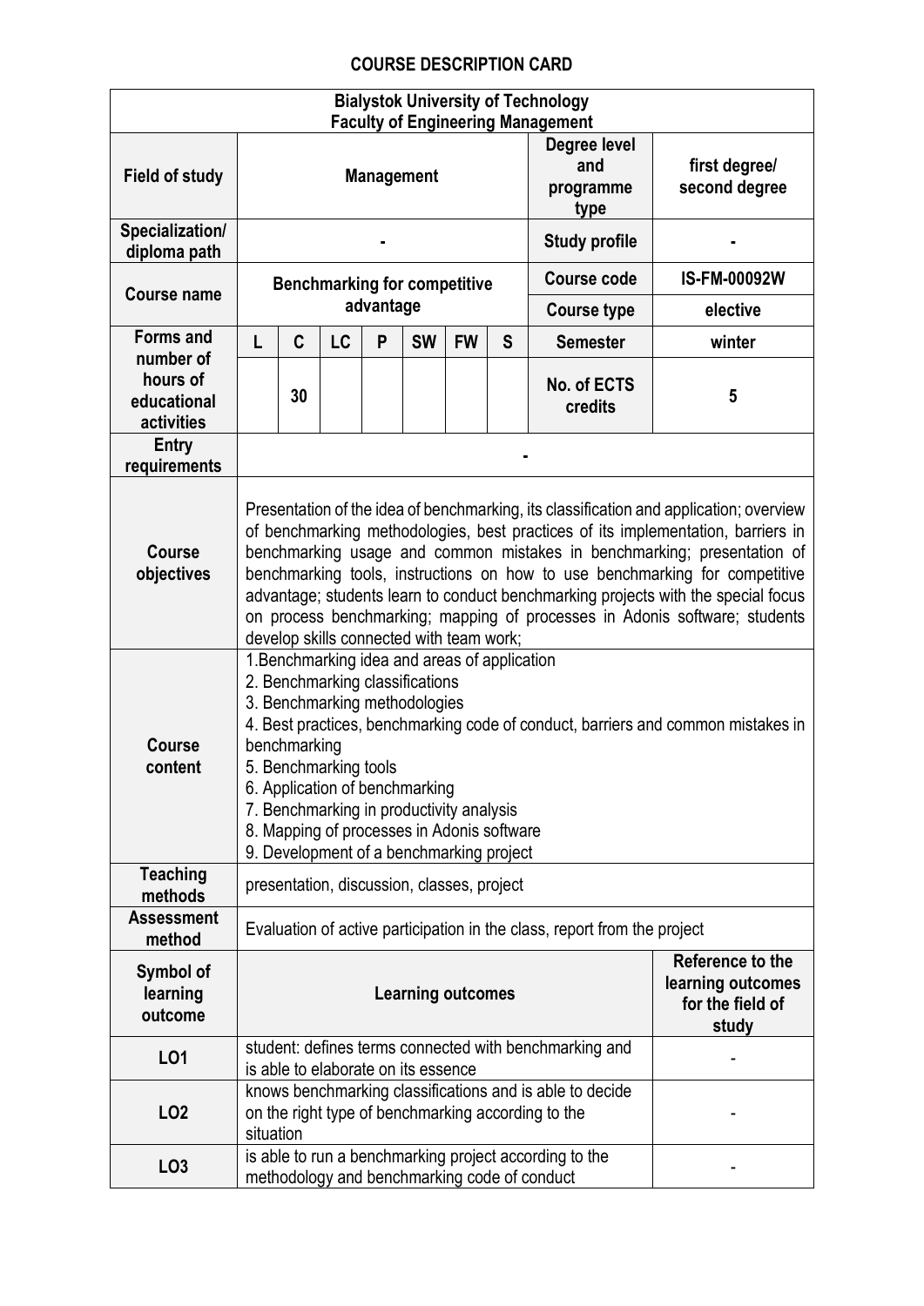# COURSE DESCRIPTION CARD

| Bialystok University of Technology<br>Faculty of Engineering Management | | | | | | | | | |
|---|---|---|---|---|---|---|---|---|---|
| **Field of study** | **Management** | | | | | | | **Degree level and programme type** | **first degree/ second degree** |
| **Specialization/ diploma path** | - | | | | | | | **Study profile** | - |
| **Course name** | **Benchmarking for competitive advantage** | | | | | | | **Course code** | **IS-FM-00092W** |
| | | | | | | | | **Course type** | **elective** |
| **Forms and number of hours of educational activities** | **L** | **C** | **LC** | **P** | **SW** | **FW** | **S** | **Semester** | **winter** |
| | | 30 | | | | | | **No. of ECTS credits** | **5** |
| **Entry requirements** | - | | | | | | | | |
| **Course objectives** | Presentation of the idea of benchmarking, its classification and application; overview of benchmarking methodologies, best practices of its implementation, barriers in benchmarking usage and common mistakes in benchmarking; presentation of benchmarking tools, instructions on how to use benchmarking for competitive advantage; students learn to conduct benchmarking projects with the special focus on process benchmarking; mapping of processes in Adonis software; students develop skills connected with team work; | | | | | | | | |
| **Course content** | 1.Benchmarking idea and areas of application<br>2. Benchmarking classifications<br>3. Benchmarking methodologies<br>4. Best practices, benchmarking code of conduct, barriers and common mistakes in benchmarking<br>5. Benchmarking tools<br>6. Application of benchmarking<br>7. Benchmarking in productivity analysis<br>8. Mapping of processes in Adonis software<br>9. Development of a benchmarking project | | | | | | | | |
| **Teaching methods** | presentation, discussion, classes, project | | | | | | | | |
| **Assessment method** | Evaluation of active participation in the class, report from the project | | | | | | | | |
| **Symbol of learning outcome** | **Learning outcomes** | | | | | | | | **Reference to the learning outcomes for the field of study** |
| **LO1** | student: defines terms connected with benchmarking and is able to elaborate on its essence | | | | | | | | - |
| **LO2** | knows benchmarking classifications and is able to decide on the right type of benchmarking according to the situation | | | | | | | | - |
| **LO3** | is able to run a benchmarking project according to the methodology and benchmarking code of conduct | | | | | | | | - |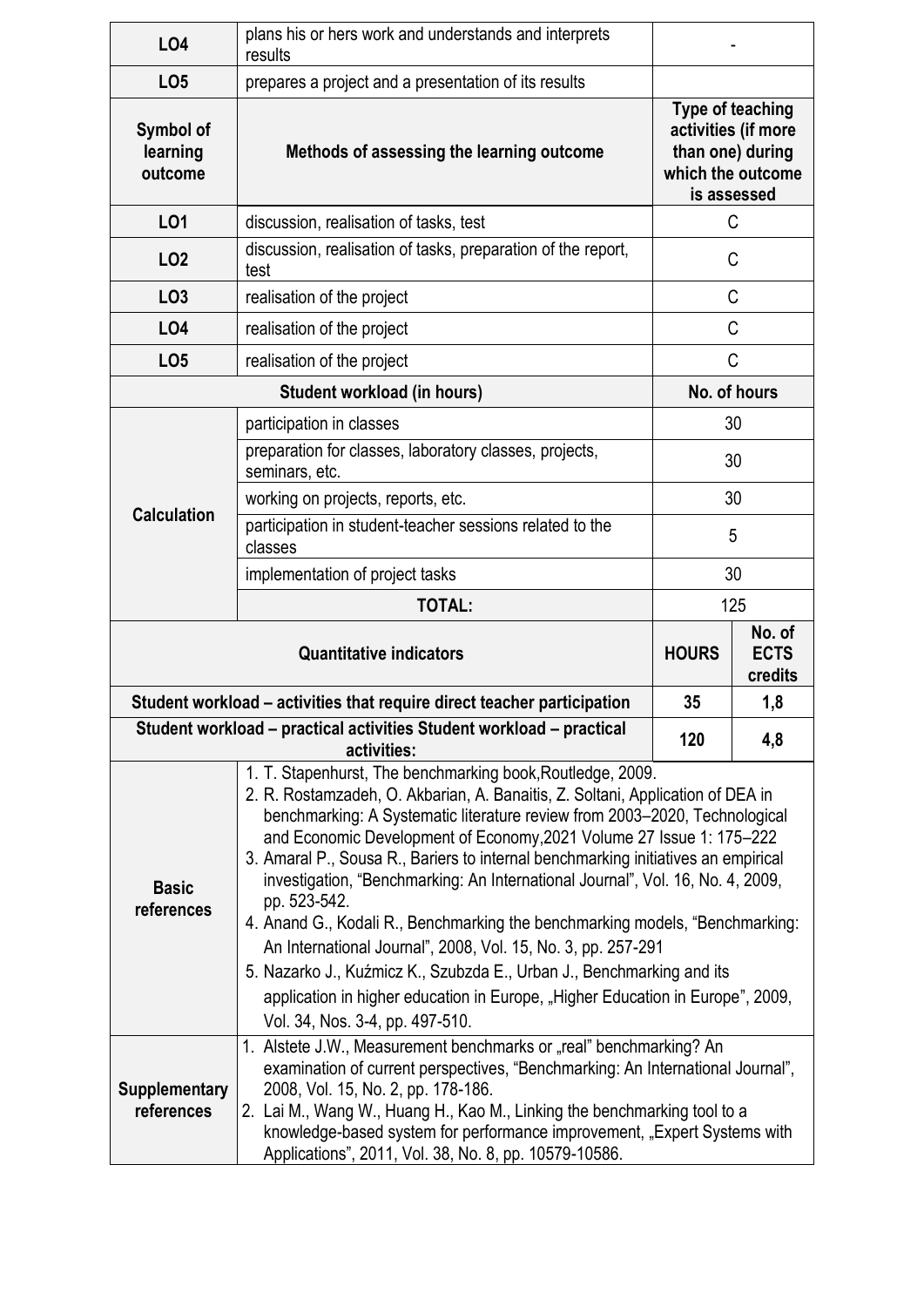| | | |
|---|---|---|
| **LO4** | plans his or hers work and understands and interprets results | - |
| **LO5** | prepares a project and a presentation of its results | |

| **Symbol of learning outcome** | **Methods of assessing the learning outcome** | **Type of teaching activities (if more than one) during which the outcome is assessed** |
|---|---|---|
| **LO1** | discussion, realisation of tasks, test | C |
| **LO2** | discussion, realisation of tasks, preparation of the report, test | C |
| **LO3** | realisation of the project | C |
| **LO4** | realisation of the project | C |
| **LO5** | realisation of the project | C |

| **Student workload (in hours)** | | **No. of hours** |
|---|---|---|
| **Calculation** | participation in classes | 30 |
| | preparation for classes, laboratory classes, projects, seminars, etc. | 30 |
| | working on projects, reports, etc. | 30 |
| | participation in student-teacher sessions related to the classes | 5 |
| | implementation of project tasks | 30 |
| | **TOTAL:** | 125 |

| **Quantitative indicators** | **HOURS** | **No. of ECTS credits** |
|---|---|---|
| **Student workload – activities that require direct teacher participation** | **35** | **1,8** |
| **Student workload – practical activities Student workload – practical activities:** | **120** | **4,8** |

| | |
|---|---|
| **Basic references** | 1. T. Stapenhurst, The benchmarking book,Routledge, 2009.<br>2. R. Rostamzadeh, O. Akbarian, A. Banaitis, Z. Soltani, Application of DEA in benchmarking: A Systematic literature review from 2003–2020, Technological and Economic Development of Economy,2021 Volume 27 Issue 1: 175–222<br>3. Amaral P., Sousa R., Bariers to internal benchmarking initiatives an empirical investigation, "Benchmarking: An International Journal", Vol. 16, No. 4, 2009, pp. 523-542.<br>4. Anand G., Kodali R., Benchmarking the benchmarking models, "Benchmarking: An International Journal", 2008, Vol. 15, No. 3, pp. 257-291<br>5. Nazarko J., Kuźmicz K., Szubzda E., Urban J., Benchmarking and its application in higher education in Europe, „Higher Education in Europe", 2009, Vol. 34, Nos. 3-4, pp. 497-510. |
| **Supplementary references** | 1. Alstete J.W., Measurement benchmarks or „real" benchmarking? An examination of current perspectives, "Benchmarking: An International Journal", 2008, Vol. 15, No. 2, pp. 178-186.<br>2. Lai M., Wang W., Huang H., Kao M., Linking the benchmarking tool to a knowledge-based system for performance improvement, „Expert Systems with Applications", 2011, Vol. 38, No. 8, pp. 10579-10586. |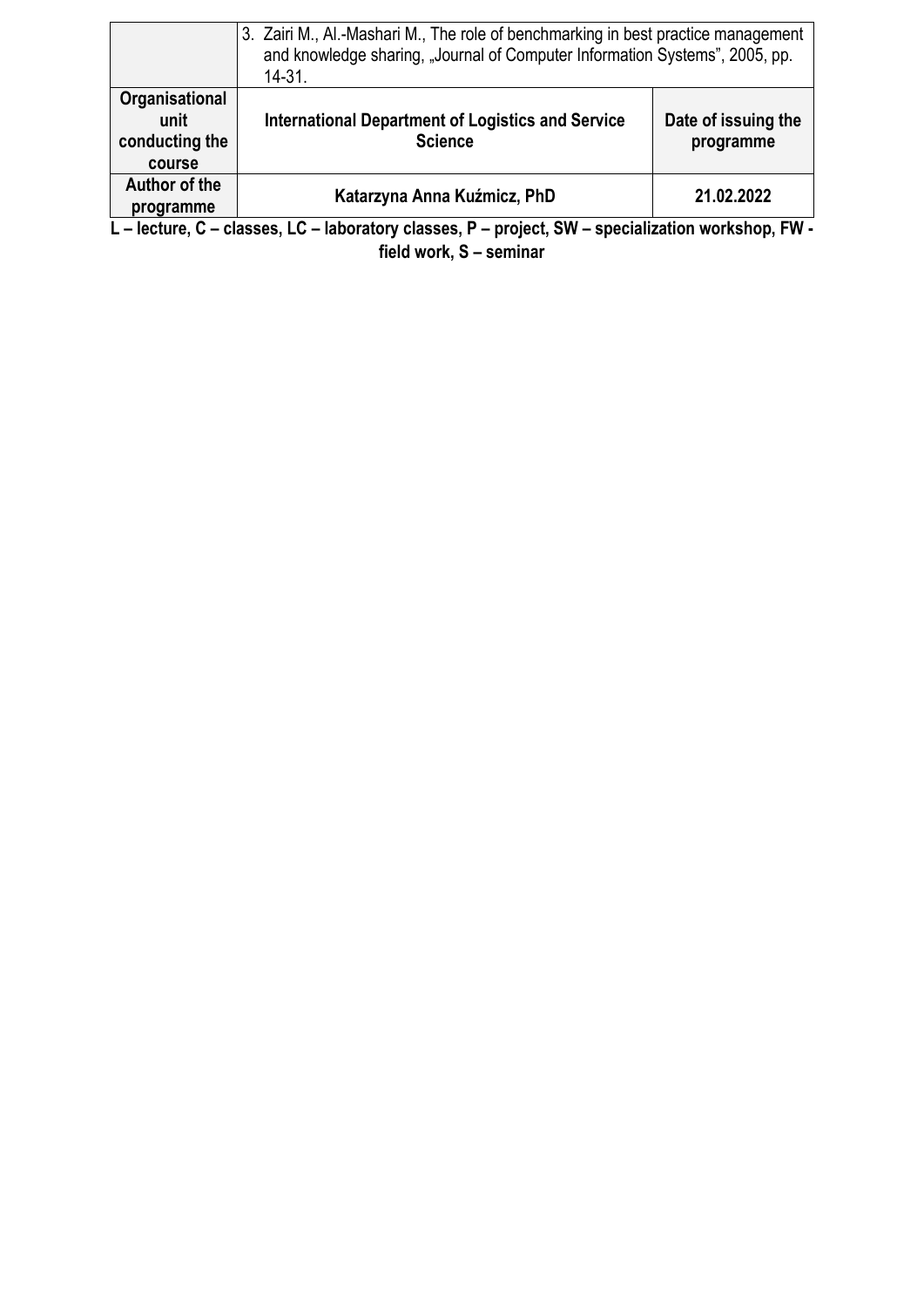| | | |
|---|---|---|
| | 3. Zairi M., Al.-Mashari M., The role of benchmarking in best practice management and knowledge sharing, „Journal of Computer Information Systems", 2005, pp. 14-31. | |
| **Organisational unit conducting the course** | **International Department of Logistics and Service Science** | **Date of issuing the programme** |
| **Author of the programme** | **Katarzyna Anna Kuźmicz, PhD** | **21.02.2022** |

**L – lecture, C – classes, LC – laboratory classes, P – project, SW – specialization workshop, FW - field work, S – seminar**